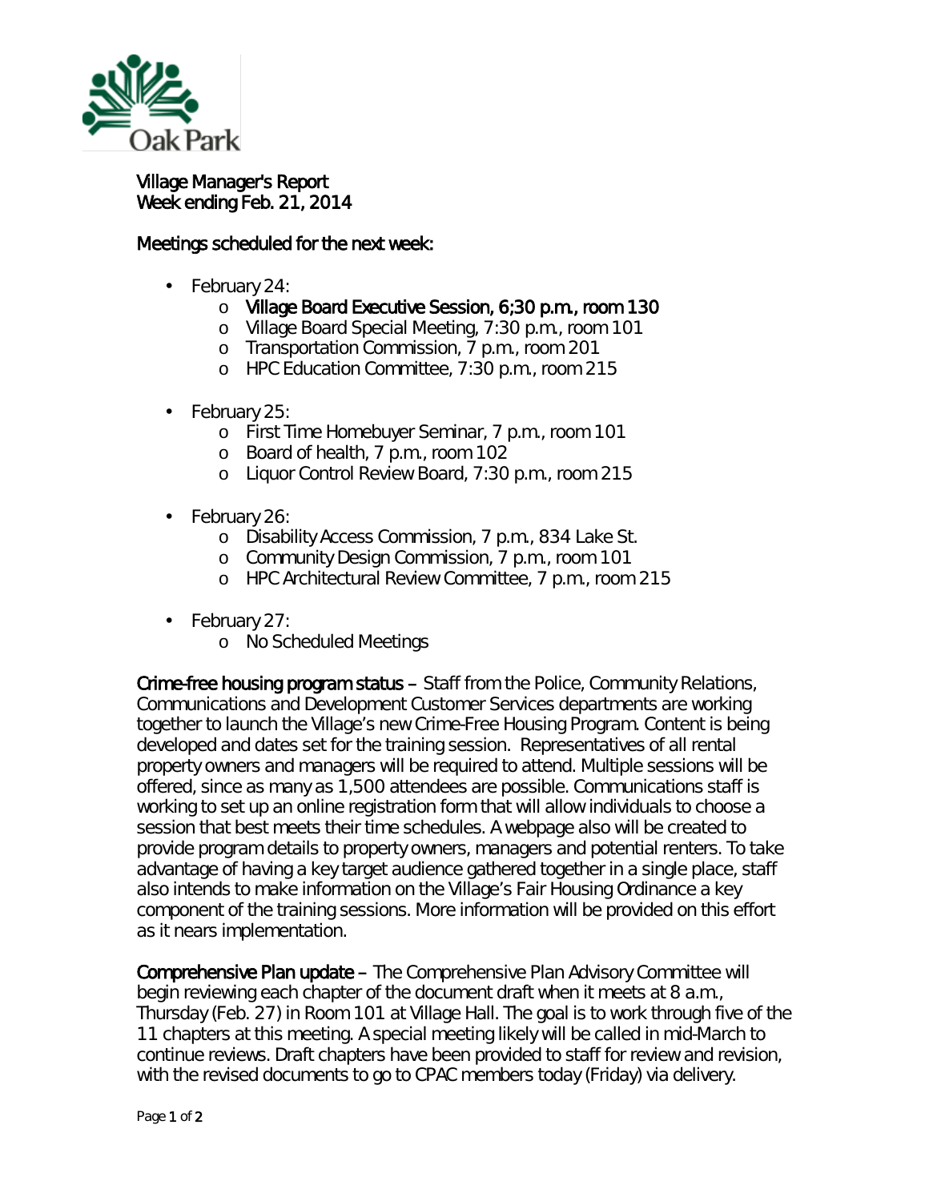Village Manager's Report
Week ending Feb. 21, 2014

Meetings scheduled for the next week:

- February 24:
  - Village Board Executive Session, 6;30 p.m., room 130
  - Village Board Special Meeting, 7:30 p.m., room 101
  - Transportation Commission, 7 p.m., room 201
  - HPC Education Committee, 7:30 p.m., room 215
- February 25:
  - First Time Homebuyer Seminar, 7 p.m., room 101
  - Board of health, 7 p.m., room 102
  - Liquor Control Review Board, 7:30 p.m., room 215
- February 26:
  - Disability Access Commission, 7 p.m., 834 Lake St.
  - Community Design Commission, 7 p.m., room 101
  - HPC Architectural Review Committee, 7 p.m., room 215
- February 27:
  - No Scheduled Meetings

**Crime-free housing program status** – Staff from the Police, Community Relations, Communications and Development Customer Services departments are working together to launch the Village's new Crime-Free Housing Program. Content is being developed and dates set for the training session. Representatives of all rental property owners and managers will be required to attend. Multiple sessions will be offered, since as many as 1,500 attendees are possible. Communications staff is working to set up an online registration form that will allow individuals to choose a session that best meets their time schedules. A webpage also will be created to provide program details to property owners, managers and potential renters. To take advantage of having a key target audience gathered together in a single place, staff also intends to make information on the Village's Fair Housing Ordinance a key component of the training sessions. More information will be provided on this effort as it nears implementation.

**Comprehensive Plan update** – The Comprehensive Plan Advisory Committee will begin reviewing each chapter of the document draft when it meets at 8 a.m., Thursday (Feb. 27) in Room 101 at Village Hall. The goal is to work through five of the 11 chapters at this meeting. A special meeting likely will be called in mid-March to continue reviews. Draft chapters have been provided to staff for review and revision, with the revised documents to go to CPAC members today (Friday) via delivery.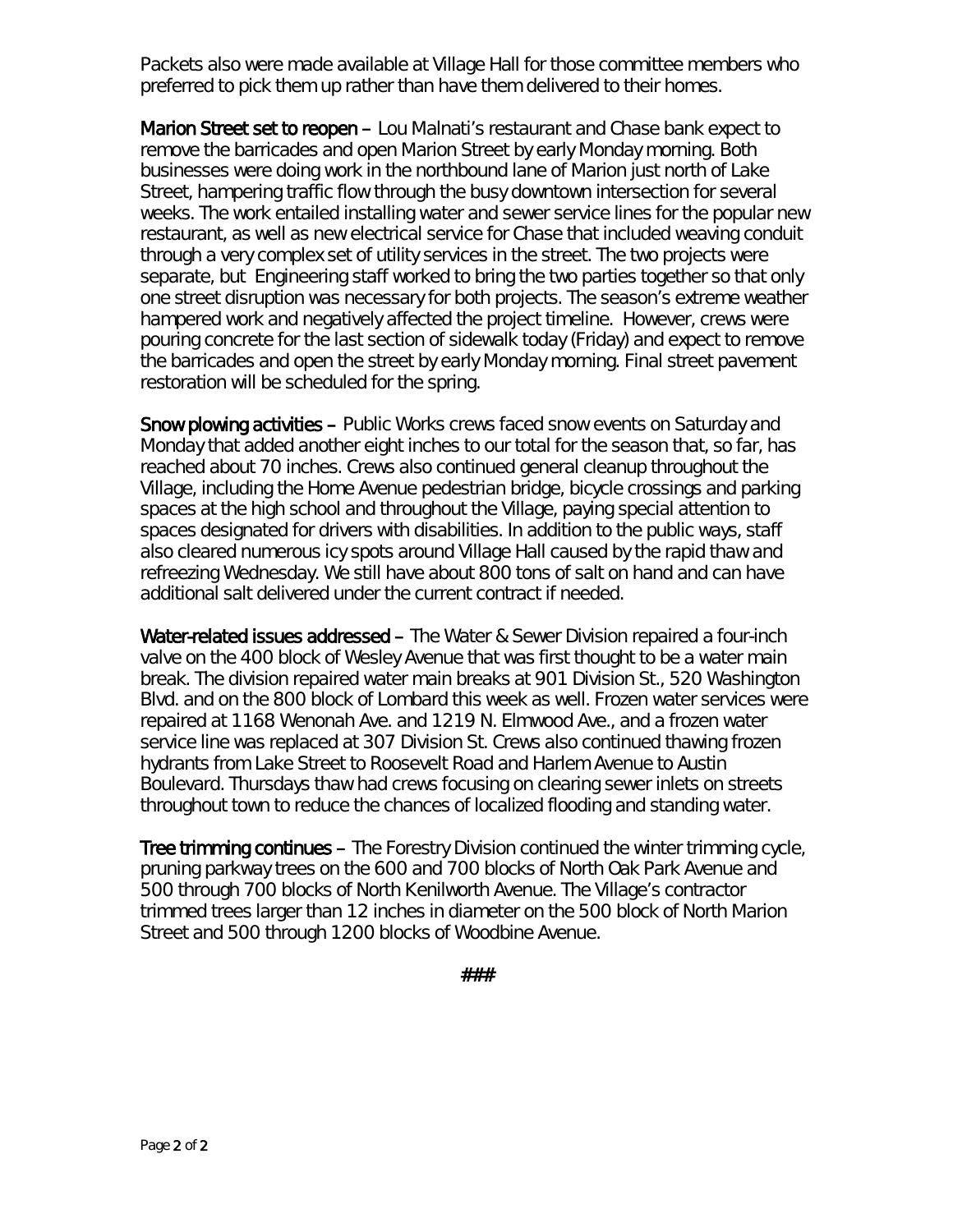Packets also were made available at Village Hall for those committee members who preferred to pick them up rather than have them delivered to their homes.

**Marion Street set to reopen** – Lou Malnati's restaurant and Chase bank expect to remove the barricades and open Marion Street by early Monday morning. Both businesses were doing work in the northbound lane of Marion just north of Lake Street, hampering traffic flow through the busy downtown intersection for several weeks. The work entailed installing water and sewer service lines for the popular new restaurant, as well as new electrical service for Chase that included weaving conduit through a very complex set of utility services in the street. The two projects were separate, but Engineering staff worked to bring the two parties together so that only one street disruption was necessary for both projects. The season's extreme weather hampered work and negatively affected the project timeline. However, crews were pouring concrete for the last section of sidewalk today (Friday) and expect to remove the barricades and open the street by early Monday morning. Final street pavement restoration will be scheduled for the spring.

**Snow plowing activities** – Public Works crews faced snow events on Saturday and Monday that added another eight inches to our total for the season that, so far, has reached about 70 inches. Crews also continued general cleanup throughout the Village, including the Home Avenue pedestrian bridge, bicycle crossings and parking spaces at the high school and throughout the Village, paying special attention to spaces designated for drivers with disabilities. In addition to the public ways, staff also cleared numerous icy spots around Village Hall caused by the rapid thaw and refreezing Wednesday. We still have about 800 tons of salt on hand and can have additional salt delivered under the current contract if needed.

**Water-related issues addressed** – The Water & Sewer Division repaired a four-inch valve on the 400 block of Wesley Avenue that was first thought to be a water main break. The division repaired water main breaks at 901 Division St., 520 Washington Blvd. and on the 800 block of Lombard this week as well. Frozen water services were repaired at 1168 Wenonah Ave. and 1219 N. Elmwood Ave., and a frozen water service line was replaced at 307 Division St. Crews also continued thawing frozen hydrants from Lake Street to Roosevelt Road and Harlem Avenue to Austin Boulevard. Thursdays thaw had crews focusing on clearing sewer inlets on streets throughout town to reduce the chances of localized flooding and standing water.

**Tree trimming continues** – The Forestry Division continued the winter trimming cycle, pruning parkway trees on the 600 and 700 blocks of North Oak Park Avenue and 500 through 700 blocks of North Kenilworth Avenue. The Village's contractor trimmed trees larger than 12 inches in diameter on the 500 block of North Marion Street and 500 through 1200 blocks of Woodbine Avenue.

###